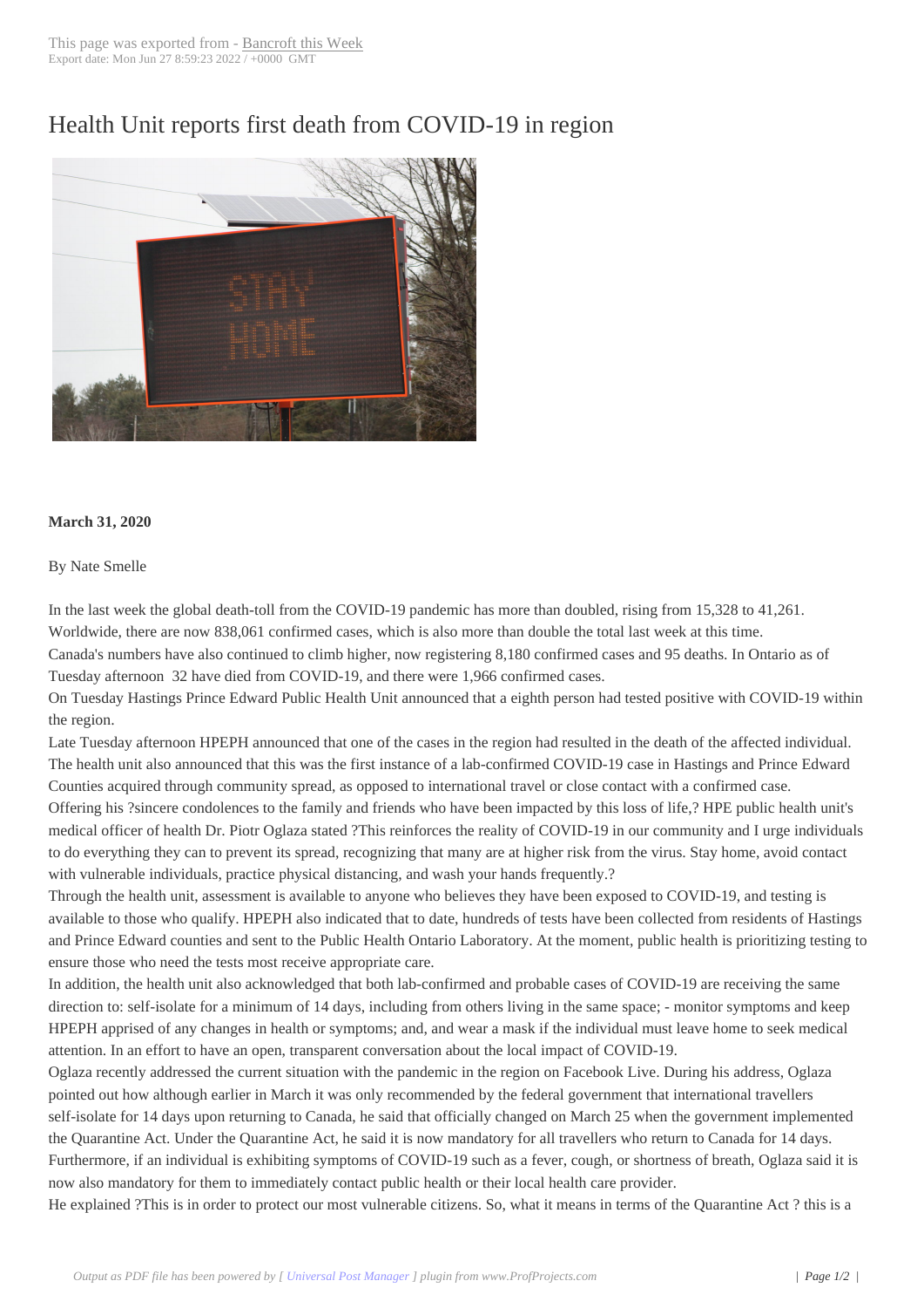# Health Unit reports first death from COVID-19 in region

**March 31, 2020**

By Nate Smelle

In the last week the global death-toll from the COVID-19 pandemic has more than doubled, rising from 15,328 to 41,261. Worldwide, there are now 838,061 confirmed cases, which is also more than double the total last week at this time.

Canada's numbers have also continued to climb higher, now registering 8,180 confirmed cases and 95 deaths. In Ontario as of Tuesday afternoon 32 have died from COVID-19, and there were 1,966 confirmed cases.

On Tuesday Hastings Prince Edward Public Health Unit announced that a eighth person had tested positive with COVID-19 within the region.

Late Tuesday afternoon HPEPH announced that one of the cases in the region had resulted in the death of the affected individual. The health unit also announced that this was the first instance of a lab-confirmed COVID-19 case in Hastings and Prince Edward Counties acquired through community spread, as opposed to international travel or close contact with a confirmed case.

Offering his ?sincere condolences to the family and friends who have been impacted by this loss of life,? HPE public health unit's medical officer of health Dr. Piotr Oglaza stated ?This reinforces the reality of COVID-19 in our community and I urge individuals to do everything they can to prevent its spread, recognizing that many are at higher risk from the virus. Stay home, avoid contact with vulnerable individuals, practice physical distancing, and wash your hands frequently.?

Through the health unit, assessment is available to anyone who believes they have been exposed to COVID-19, and testing is available to those who qualify. HPEPH also indicated that to date, hundreds of tests have been collected from residents of Hastings and Prince Edward counties and sent to the Public Health Ontario Laboratory. At the moment, public health is prioritizing testing to ensure those who need the tests most receive appropriate care.

In addition, the health unit also acknowledged that both lab-confirmed and probable cases of COVID-19 are receiving the same direction to: self-isolate for a minimum of 14 days, including from others living in the same space; - monitor symptoms and keep HPEPH apprised of any changes in health or symptoms; and, and wear a mask if the individual must leave home to seek medical attention. In an effort to have an open, transparent conversation about the local impact of COVID-19.

Oglaza recently addressed the current situation with the pandemic in the region on Facebook Live. During his address, Oglaza pointed out how although earlier in March it was only recommended by the federal government that international travellers self-isolate for 14 days upon returning to Canada, he said that officially changed on March 25 when the government implemented the Quarantine Act. Under the Quarantine Act, he said it is now mandatory for all travellers who return to Canada for 14 days. Furthermore, if an individual is exhibiting symptoms of COVID-19 such as a fever, cough, or shortness of breath, Oglaza said it is now also mandatory for them to immediately contact public health or their local health care provider.

He explained ?This is in order to protect our most vulnerable citizens. So, what it means in terms of the Quarantine Act ? this is a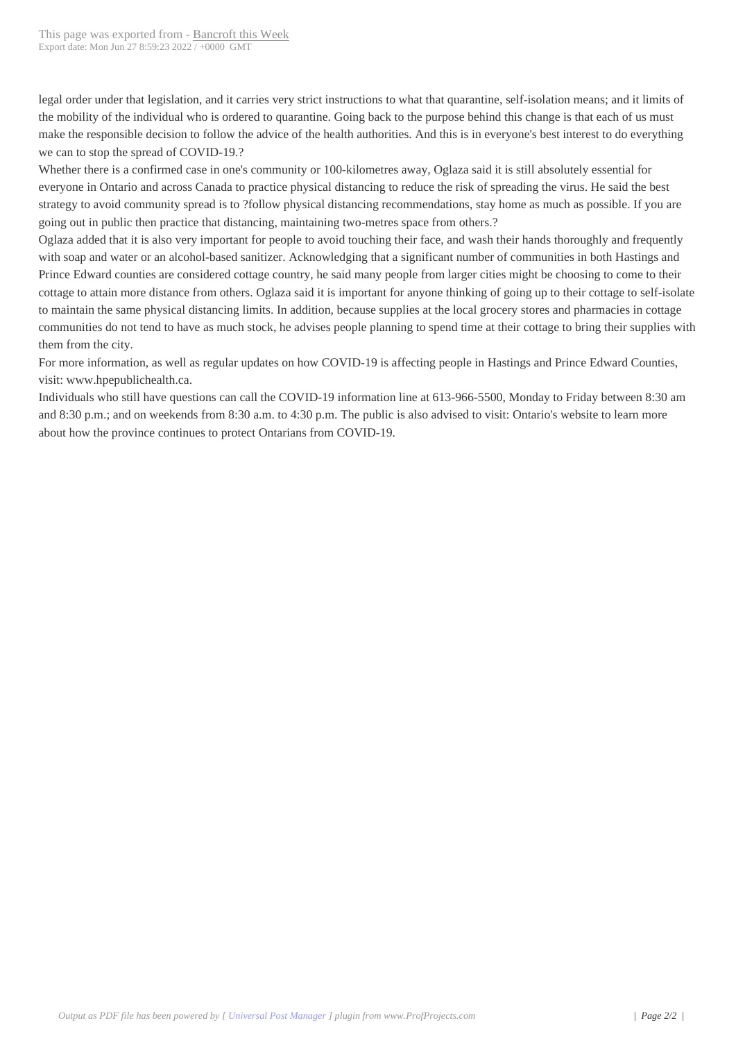legal order under that legislation, and it carries very strict instructions to what that quarantine, self-isolation means; and it limits of the mobility of the individual who is ordered to quarantine. Going back to the purpose behind this change is that each of us must make the responsible decision to follow the advice of the health authorities. And this is in everyone's best interest to do everything we can to stop the spread of COVID-19.?

Whether there is a confirmed case in one's community or 100-kilometres away, Oglaza said it is still absolutely essential for everyone in Ontario and across Canada to practice physical distancing to reduce the risk of spreading the virus. He said the best strategy to avoid community spread is to ?follow physical distancing recommendations, stay home as much as possible. If you are going out in public then practice that distancing, maintaining two-metres space from others.?

Oglaza added that it is also very important for people to avoid touching their face, and wash their hands thoroughly and frequently with soap and water or an alcohol-based sanitizer. Acknowledging that a significant number of communities in both Hastings and Prince Edward counties are considered cottage country, he said many people from larger cities might be choosing to come to their cottage to attain more distance from others. Oglaza said it is important for anyone thinking of going up to their cottage to self-isolate to maintain the same physical distancing limits. In addition, because supplies at the local grocery stores and pharmacies in cottage communities do not tend to have as much stock, he advises people planning to spend time at their cottage to bring their supplies with them from the city.

For more information, as well as regular updates on how COVID-19 is affecting people in Hastings and Prince Edward Counties, visit: www.hpepublichealth.ca.

Individuals who still have questions can call the COVID-19 information line at 613-966-5500, Monday to Friday between 8:30 am and 8:30 p.m.; and on weekends from 8:30 a.m. to 4:30 p.m. The public is also advised to visit: Ontario's website to learn more about how the province continues to protect Ontarians from COVID-19.